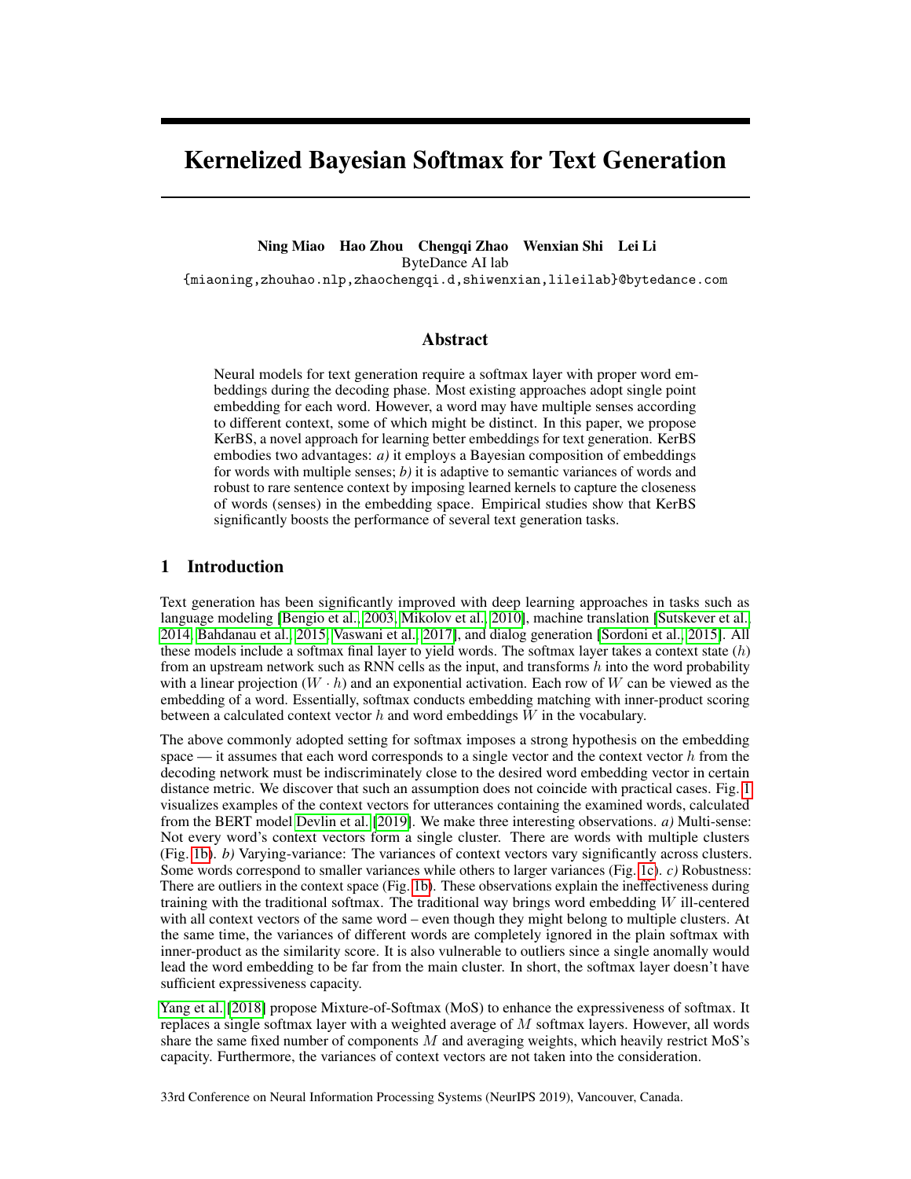# Kernelized Bayesian Softmax for Text Generation

**Ning Miao Hao Zhou Chengqi Zhao Wenxian Shi Lei Li**
ByteDance AI lab
{miaoning,zhouhao.nlp,zhaochengqi.d,shiwenxian,lileilab}@bytedance.com

## Abstract

Neural models for text generation require a softmax layer with proper word embeddings during the decoding phase. Most existing approaches adopt single point embedding for each word. However, a word may have multiple senses according to different context, some of which might be distinct. In this paper, we propose KerBS, a novel approach for learning better embeddings for text generation. KerBS embodies two advantages: *a)* it employs a Bayesian composition of embeddings for words with multiple senses; *b)* it is adaptive to semantic variances of words and robust to rare sentence context by imposing learned kernels to capture the closeness of words (senses) in the embedding space. Empirical studies show that KerBS significantly boosts the performance of several text generation tasks.

## 1 Introduction

Text generation has been significantly improved with deep learning approaches in tasks such as language modeling [Bengio et al., 2003, Mikolov et al., 2010], machine translation [Sutskever et al., 2014, Bahdanau et al., 2015, Vaswani et al., 2017], and dialog generation [Sordoni et al., 2015]. All these models include a softmax final layer to yield words. The softmax layer takes a context state ($h$) from an upstream network such as RNN cells as the input, and transforms $h$ into the word probability with a linear projection ($W \cdot h$) and an exponential activation. Each row of $W$ can be viewed as the embedding of a word. Essentially, softmax conducts embedding matching with inner-product scoring between a calculated context vector $h$ and word embeddings $W$ in the vocabulary.

The above commonly adopted setting for softmax imposes a strong hypothesis on the embedding space — it assumes that each word corresponds to a single vector and the context vector $h$ from the decoding network must be indiscriminately close to the desired word embedding vector in certain distance metric. We discover that such an assumption does not coincide with practical cases. Fig. 1 visualizes examples of the context vectors for utterances containing the examined words, calculated from the BERT model Devlin et al. [2019]. We make three interesting observations. *a)* Multi-sense: Not every word's context vectors form a single cluster. There are words with multiple clusters (Fig. 1b). *b)* Varying-variance: The variances of context vectors vary significantly across clusters. Some words correspond to smaller variances while others to larger variances (Fig. 1c). *c)* Robustness: There are outliers in the context space (Fig. 1b). These observations explain the ineffectiveness during training with the traditional softmax. The traditional way brings word embedding $W$ ill-centered with all context vectors of the same word – even though they might belong to multiple clusters. At the same time, the variances of different words are completely ignored in the plain softmax with inner-product as the similarity score. It is also vulnerable to outliers since a single anomaly would lead the word embedding to be far from the main cluster. In short, the softmax layer doesn't have sufficient expressiveness capacity.

Yang et al. [2018] propose Mixture-of-Softmax (MoS) to enhance the expressiveness of softmax. It replaces a single softmax layer with a weighted average of $M$ softmax layers. However, all words share the same fixed number of components $M$ and averaging weights, which heavily restrict MoS's capacity. Furthermore, the variances of context vectors are not taken into the consideration.

33rd Conference on Neural Information Processing Systems (NeurIPS 2019), Vancouver, Canada.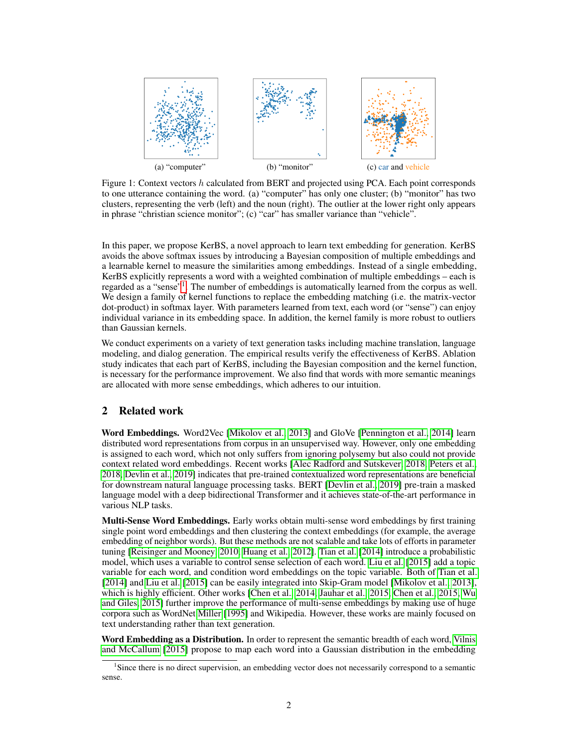(a) "computer" (b) "monitor" (c) car and vehicle

Figure 1: Context vectors $h$ calculated from BERT and projected using PCA. Each point corresponds to one utterance containing the word. (a) "computer" has only one cluster; (b) "monitor" has two clusters, representing the verb (left) and the noun (right). The outlier at the lower right only appears in phrase "christian science monitor"; (c) "car" has smaller variance than "vehicle".

In this paper, we propose KerBS, a novel approach to learn text embedding for generation. KerBS avoids the above softmax issues by introducing a Bayesian composition of multiple embeddings and a learnable kernel to measure the similarities among embeddings. Instead of a single embedding, KerBS explicitly represents a word with a weighted combination of multiple embeddings – each is regarded as a "sense"[1]. The number of embeddings is automatically learned from the corpus as well. We design a family of kernel functions to replace the embedding matching (i.e. the matrix-vector dot-product) in softmax layer. With parameters learned from text, each word (or "sense") can enjoy individual variance in its embedding space. In addition, the kernel family is more robust to outliers than Gaussian kernels.

We conduct experiments on a variety of text generation tasks including machine translation, language modeling, and dialog generation. The empirical results verify the effectiveness of KerBS. Ablation study indicates that each part of KerBS, including the Bayesian composition and the kernel function, is necessary for the performance improvement. We also find that words with more semantic meanings are allocated with more sense embeddings, which adheres to our intuition.

## 2 Related work

**Word Embeddings.** Word2Vec [Mikolov et al., 2013] and GloVe [Pennington et al., 2014] learn distributed word representations from corpus in an unsupervised way. However, only one embedding is assigned to each word, which not only suffers from ignoring polysemy but also could not provide context related word embeddings. Recent works [Alec Radford and Sutskever, 2018, Peters et al., 2018, Devlin et al., 2019] indicates that pre-trained contextualized word representations are beneficial for downstream natural language processing tasks. BERT [Devlin et al., 2019] pre-train a masked language model with a deep bidirectional Transformer and it achieves state-of-the-art performance in various NLP tasks.

**Multi-Sense Word Embeddings.** Early works obtain multi-sense word embeddings by first training single point word embeddings and then clustering the context embeddings (for example, the average embedding of neighbor words). But these methods are not scalable and take lots of efforts in parameter tuning [Reisinger and Mooney, 2010, Huang et al., 2012]. Tian et al. [2014] introduce a probabilistic model, which uses a variable to control sense selection of each word. Liu et al. [2015] add a topic variable for each word, and condition word embeddings on the topic variable. Both of Tian et al. [2014] and Liu et al. [2015] can be easily integrated into Skip-Gram model [Mikolov et al., 2013], which is highly efficient. Other works [Chen et al., 2014, Jauhar et al., 2015, Chen et al., 2015, Wu and Giles, 2015] further improve the performance of multi-sense embeddings by making use of huge corpora such as WordNet Miller [1995] and Wikipedia. However, these works are mainly focused on text understanding rather than text generation.

**Word Embedding as a Distribution.** In order to represent the semantic breadth of each word, Vilnis and McCallum [2015] propose to map each word into a Gaussian distribution in the embedding

[1]Since there is no direct supervision, an embedding vector does not necessarily correspond to a semantic sense.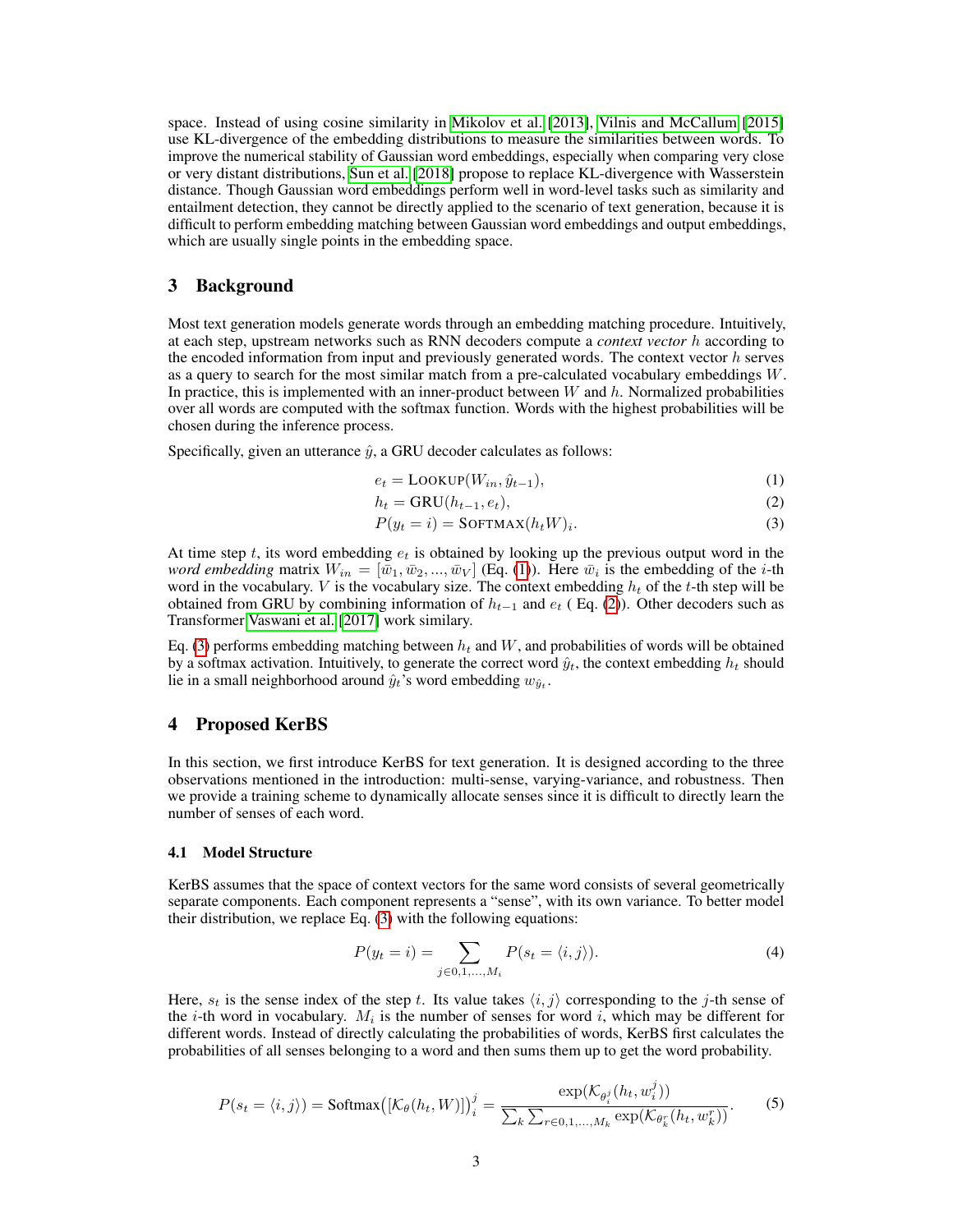space. Instead of using cosine similarity in Mikolov et al. [2013], Vilnis and McCallum [2015] use KL-divergence of the embedding distributions to measure the similarities between words. To improve the numerical stability of Gaussian word embeddings, especially when comparing very close or very distant distributions, Sun et al. [2018] propose to replace KL-divergence with Wasserstein distance. Though Gaussian word embeddings perform well in word-level tasks such as similarity and entailment detection, they cannot be directly applied to the scenario of text generation, because it is difficult to perform embedding matching between Gaussian word embeddings and output embeddings, which are usually single points in the embedding space.

## 3 Background

Most text generation models generate words through an embedding matching procedure. Intuitively, at each step, upstream networks such as RNN decoders compute a *context vector* $h$ according to the encoded information from input and previously generated words. The context vector $h$ serves as a query to search for the most similar match from a pre-calculated vocabulary embeddings $W$. In practice, this is implemented with an inner-product between $W$ and $h$. Normalized probabilities over all words are computed with the softmax function. Words with the highest probabilities will be chosen during the inference process.

Specifically, given an utterance $\hat{y}$, a GRU decoder calculates as follows:

$$e_t = \text{LOOKUP}(W_{in}, \hat{y}_{t-1}), \tag{1}$$

$$h_t = \text{GRU}(h_{t-1}, e_t), \tag{2}$$

$$P(y_t = i) = \text{SOFTMAX}(h_t W)_i. \tag{3}$$

At time step $t$, its word embedding $e_t$ is obtained by looking up the previous output word in the *word embedding* matrix $W_{in} = [\bar{w}_1, \bar{w}_2, ..., \bar{w}_V]$ (Eq. (1)). Here $\bar{w}_i$ is the embedding of the $i$-th word in the vocabulary. $V$ is the vocabulary size. The context embedding $h_t$ of the $t$-th step will be obtained from GRU by combining information of $h_{t-1}$ and $e_t$ ( Eq. (2)). Other decoders such as Transformer Vaswani et al. [2017] work similary.

Eq. (3) performs embedding matching between $h_t$ and $W$, and probabilities of words will be obtained by a softmax activation. Intuitively, to generate the correct word $\hat{y}_t$, the context embedding $h_t$ should lie in a small neighborhood around $\hat{y}_t$'s word embedding $w_{\hat{y}_t}$.

## 4 Proposed KerBS

In this section, we first introduce KerBS for text generation. It is designed according to the three observations mentioned in the introduction: multi-sense, varying-variance, and robustness. Then we provide a training scheme to dynamically allocate senses since it is difficult to directly learn the number of senses of each word.

### 4.1 Model Structure

KerBS assumes that the space of context vectors for the same word consists of several geometrically separate components. Each component represents a "sense", with its own variance. To better model their distribution, we replace Eq. (3) with the following equations:

$$P(y_t = i) = \sum_{j \in 0,1,...,M_i} P(s_t = \langle i, j \rangle). \tag{4}$$

Here, $s_t$ is the sense index of the step $t$. Its value takes $\langle i, j \rangle$ corresponding to the $j$-th sense of the $i$-th word in vocabulary. $M_i$ is the number of senses for word $i$, which may be different for different words. Instead of directly calculating the probabilities of words, KerBS first calculates the probabilities of all senses belonging to a word and then sums them up to get the word probability.

$$P(s_t = \langle i, j \rangle) = \text{Softmax}\big([\mathcal{K}_\theta(h_t, W)]\big)_i^j = \frac{\exp(\mathcal{K}_{\theta_i^j}(h_t, w_i^j))}{\sum_k \sum_{r \in 0,1,...,M_k} \exp(\mathcal{K}_{\theta_k^r}(h_t, w_k^r))}. \tag{5}$$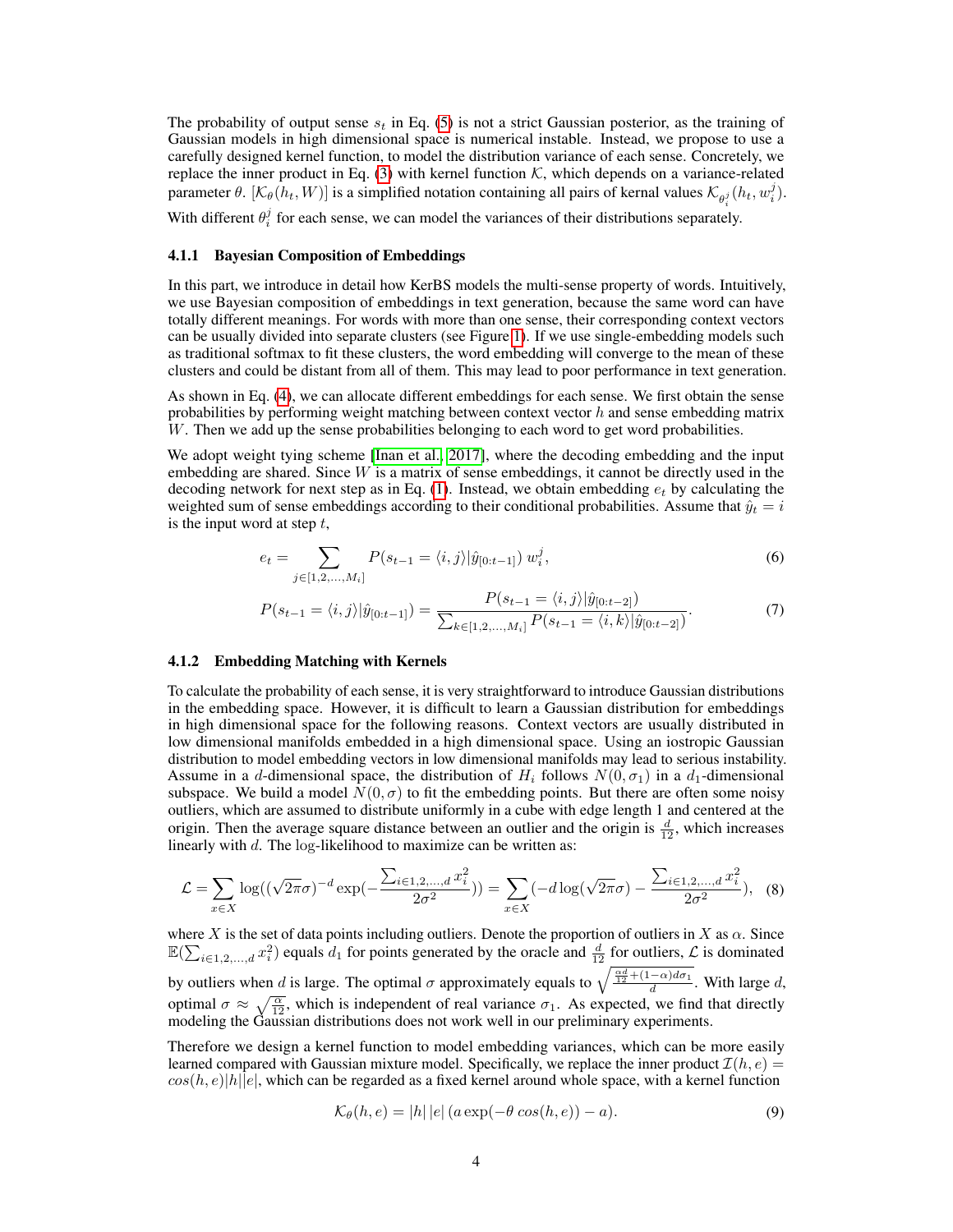The probability of output sense $s_t$ in Eq. (5) is not a strict Gaussian posterior, as the training of Gaussian models in high dimensional space is numerical instable. Instead, we propose to use a carefully designed kernel function, to model the distribution variance of each sense. Concretely, we replace the inner product in Eq. (3) with kernel function $\mathcal{K}$, which depends on a variance-related parameter $\theta$. $[\mathcal{K}_\theta(h_t, W)]$ is a simplified notation containing all pairs of kernal values $\mathcal{K}_{\theta_i^j}(h_t, w_i^j)$. With different $\theta_i^j$ for each sense, we can model the variances of their distributions separately.

### 4.1.1 Bayesian Composition of Embeddings

In this part, we introduce in detail how KerBS models the multi-sense property of words. Intuitively, we use Bayesian composition of embeddings in text generation, because the same word can have totally different meanings. For words with more than one sense, their corresponding context vectors can be usually divided into separate clusters (see Figure 1). If we use single-embedding models such as traditional softmax to fit these clusters, the word embedding will converge to the mean of these clusters and could be distant from all of them. This may lead to poor performance in text generation.

As shown in Eq. (4), we can allocate different embeddings for each sense. We first obtain the sense probabilities by performing weight matching between context vector $h$ and sense embedding matrix $W$. Then we add up the sense probabilities belonging to each word to get word probabilities.

We adopt weight tying scheme [Inan et al., 2017], where the decoding embedding and the input embedding are shared. Since $W$ is a matrix of sense embeddings, it cannot be directly used in the decoding network for next step as in Eq. (1). Instead, we obtain embedding $e_t$ by calculating the weighted sum of sense embeddings according to their conditional probabilities. Assume that $\hat{y}_t = i$ is the input word at step $t$,

$$e_t = \sum_{j\in[1,2,\dots,M_i]} P(s_{t-1} = \langle i,j\rangle | \hat{y}_{[0:t-1]})\; w_i^j, \tag{6}$$

$$P(s_{t-1} = \langle i,j\rangle | \hat{y}_{[0:t-1]}) = \frac{P(s_{t-1} = \langle i,j\rangle | \hat{y}_{[0:t-2]})}{\sum_{k\in[1,2,\dots,M_i]} P(s_{t-1} = \langle i,k\rangle | \hat{y}_{[0:t-2]})}. \tag{7}$$

### 4.1.2 Embedding Matching with Kernels

To calculate the probability of each sense, it is very straightforward to introduce Gaussian distributions in the embedding space. However, it is difficult to learn a Gaussian distribution for embeddings in high dimensional space for the following reasons. Context vectors are usually distributed in low dimensional manifolds embedded in a high dimensional space. Using an iostropic Gaussian distribution to model embedding vectors in low dimensional manifolds may lead to serious instability. Assume in a $d$-dimensional space, the distribution of $H_i$ follows $N(0, \sigma_1)$ in a $d_1$-dimensional subspace. We build a model $N(0, \sigma)$ to fit the embedding points. But there are often some noisy outliers, which are assumed to distribute uniformly in a cube with edge length 1 and centered at the origin. Then the average square distance between an outlier and the origin is $\frac{d}{12}$, which increases linearly with $d$. The log-likelihood to maximize can be written as:

$$\mathcal{L} = \sum_{x\in X} \log((\sqrt{2\pi}\sigma)^{-d} \exp(-\frac{\sum_{i\in 1,2,\dots,d} x_i^2}{2\sigma^2})) = \sum_{x\in X} (-d\log(\sqrt{2\pi}\sigma) - \frac{\sum_{i\in 1,2,\dots,d} x_i^2}{2\sigma^2}), \tag{8}$$

where $X$ is the set of data points including outliers. Denote the proportion of outliers in $X$ as $\alpha$. Since $\mathbb{E}(\sum_{i\in 1,2,\dots,d} x_i^2)$ equals $d_1$ for points generated by the oracle and $\frac{d}{12}$ for outliers, $\mathcal{L}$ is dominated by outliers when $d$ is large. The optimal $\sigma$ approximately equals to $\sqrt{\frac{\frac{\alpha d}{12} + (1-\alpha) d \sigma_1}{d}}$. With large $d$, optimal $\sigma \approx \sqrt{\frac{\alpha}{12}}$, which is independent of real variance $\sigma_1$. As expected, we find that directly modeling the Gaussian distributions does not work well in our preliminary experiments.

Therefore we design a kernel function to model embedding variances, which can be more easily learned compared with Gaussian mixture model. Specifically, we replace the inner product $\mathcal{I}(h, e) = cos(h, e)|h||e|$, which can be regarded as a fixed kernel around whole space, with a kernel function

$$\mathcal{K}_\theta(h, e) = |h|\,|e|\,(a\exp(-\theta\, cos(h, e)) - a). \tag{9}$$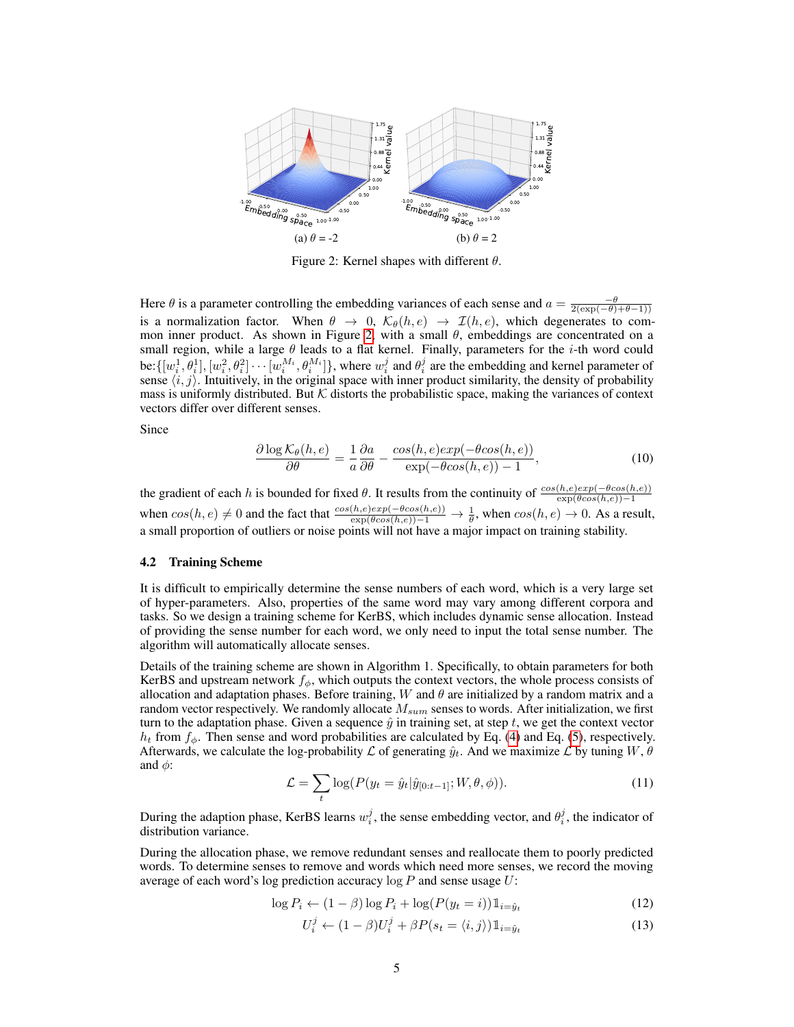(a) $\theta$ = -2 (b) $\theta$ = 2

Figure 2: Kernel shapes with different $\theta$.

Here $\theta$ is a parameter controlling the embedding variances of each sense and $a = \frac{-\theta}{2(\exp(-\theta)+\theta-1))}$ is a normalization factor. When $\theta \to 0$, $\mathcal{K}_\theta(h, e) \to \mathcal{I}(h, e)$, which degenerates to common inner product. As shown in Figure 2, with a small $\theta$, embeddings are concentrated on a small region, while a large $\theta$ leads to a flat kernel. Finally, parameters for the $i$-th word could be:$\{[w_i^1, \theta_i^1], [w_i^2, \theta_i^2] \cdots [w_i^{M_i}, \theta_i^{M_i}]\}$, where $w_i^j$ and $\theta_i^j$ are the embedding and kernel parameter of sense $\langle i, j\rangle$. Intuitively, in the original space with inner product similarity, the density of probability mass is uniformly distributed. But $\mathcal{K}$ distorts the probabilistic space, making the variances of context vectors differ over different senses.

Since

$$\frac{\partial \log \mathcal{K}_\theta(h, e)}{\partial \theta} = \frac{1}{a}\frac{\partial a}{\partial \theta} - \frac{cos(h, e)exp(-\theta cos(h, e))}{\exp(-\theta cos(h, e)) - 1}, \tag{10}$$

the gradient of each $h$ is bounded for fixed $\theta$. It results from the continuity of $\frac{cos(h,e)exp(-\theta cos(h,e))}{\exp(\theta cos(h,e))-1}$ when $cos(h, e) \neq 0$ and the fact that $\frac{cos(h,e)exp(-\theta cos(h,e))}{\exp(\theta cos(h,e))-1} \to \frac{1}{\theta}$, when $cos(h, e) \to 0$. As a result, a small proportion of outliers or noise points will not have a major impact on training stability.

### 4.2 Training Scheme

It is difficult to empirically determine the sense numbers of each word, which is a very large set of hyper-parameters. Also, properties of the same word may vary among different corpora and tasks. So we design a training scheme for KerBS, which includes dynamic sense allocation. Instead of providing the sense number for each word, we only need to input the total sense number. The algorithm will automatically allocate senses.

Details of the training scheme are shown in Algorithm 1. Specifically, to obtain parameters for both KerBS and upstream network $f_\phi$, which outputs the context vectors, the whole process consists of allocation and adaptation phases. Before training, $W$ and $\theta$ are initialized by a random matrix and a random vector respectively. We randomly allocate $M_{sum}$ senses to words. After initialization, we first turn to the adaptation phase. Given a sequence $\hat{y}$ in training set, at step $t$, we get the context vector $h_t$ from $f_\phi$. Then sense and word probabilities are calculated by Eq. (4) and Eq. (5), respectively. Afterwards, we calculate the log-probability $\mathcal{L}$ of generating $\hat{y}_t$. And we maximize $\mathcal{L}$ by tuning $W$, $\theta$ and $\phi$:

$$\mathcal{L} = \sum_t \log(P(y_t = \hat{y}_t | \hat{y}_{[0:t-1]}; W, \theta, \phi)). \tag{11}$$

During the adaption phase, KerBS learns $w_i^j$, the sense embedding vector, and $\theta_i^j$, the indicator of distribution variance.

During the allocation phase, we remove redundant senses and reallocate them to poorly predicted words. To determine senses to remove and words which need more senses, we record the moving average of each word's log prediction accuracy $\log P$ and sense usage $U$:

$$\log P_i \leftarrow (1 - \beta) \log P_i + \log(P(y_t = i))\mathbb{1}_{i=\hat{y}_t} \tag{12}$$

$$U_i^j \leftarrow (1 - \beta)U_i^j + \beta P(s_t = \langle i, j\rangle)\mathbb{1}_{i=\hat{y}_t} \tag{13}$$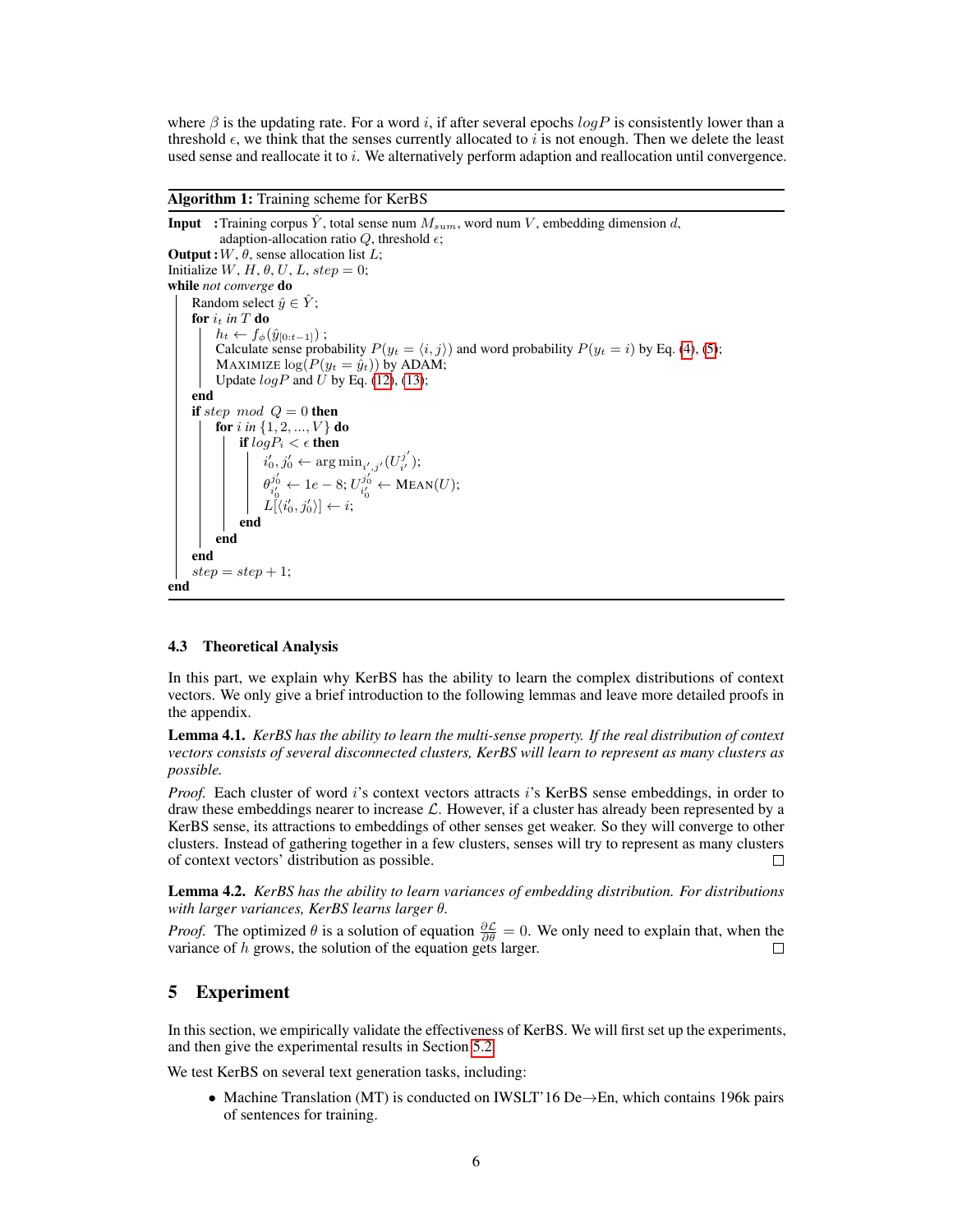where $\beta$ is the updating rate. For a word $i$, if after several epochs $logP$ is consistently lower than a threshold $\epsilon$, we think that the senses currently allocated to $i$ is not enough. Then we delete the least used sense and reallocate it to $i$. We alternatively perform adaption and reallocation until convergence.

**Algorithm 1:** Training scheme for KerBS

```
Input   : Training corpus Ŷ, total sense num M_sum, word num V, embedding dimension d,
          adaption-allocation ratio Q, threshold ε;
Output  : W, θ, sense allocation list L;
Initialize W, H, θ, U, L, step = 0;
while not converge do
    Random select ŷ ∈ Ŷ;
    for i_t in T do
        h_t ← f_φ(ŷ_[0:t−1]) ;
        Calculate sense probability P(y_t = ⟨i, j⟩) and word probability P(y_t = i) by Eq. (4), (5);
        MAXIMIZE log(P(y_t = ŷ_t)) by ADAM;
        Update logP and U by Eq. (12), (13);
    end
    if step mod Q = 0 then
        for i in {1, 2, ..., V} do
            if logP_i < ε then
                i'_0, j'_0 ← argmin_{i',j'} (U_{i'}^{j'});
                θ_{i'_0}^{j'_0} ← 1e − 8; U_{i'_0}^{j'_0} ← MEAN(U);
                L[⟨i'_0, j'_0⟩] ← i;
            end
        end
    end
    step = step + 1;
end
```

### 4.3 Theoretical Analysis

In this part, we explain why KerBS has the ability to learn the complex distributions of context vectors. We only give a brief introduction to the following lemmas and leave more detailed proofs in the appendix.

**Lemma 4.1.** *KerBS has the ability to learn the multi-sense property. If the real distribution of context vectors consists of several disconnected clusters, KerBS will learn to represent as many clusters as possible.*

*Proof.* Each cluster of word $i$'s context vectors attracts $i$'s KerBS sense embeddings, in order to draw these embeddings nearer to increase $\mathcal{L}$. However, if a cluster has already been represented by a KerBS sense, its attractions to embeddings of other senses get weaker. So they will converge to other clusters. Instead of gathering together in a few clusters, senses will try to represent as many clusters of context vectors' distribution as possible. □

**Lemma 4.2.** *KerBS has the ability to learn variances of embedding distribution. For distributions with larger variances, KerBS learns larger $\theta$.*

*Proof.* The optimized $\theta$ is a solution of equation $\frac{\partial \mathcal{L}}{\partial \theta} = 0$. We only need to explain that, when the variance of $h$ grows, the solution of the equation gets larger. □

## 5 Experiment

In this section, we empirically validate the effectiveness of KerBS. We will first set up the experiments, and then give the experimental results in Section 5.2.

We test KerBS on several text generation tasks, including:

- Machine Translation (MT) is conducted on IWSLT'16 De→En, which contains 196k pairs of sentences for training.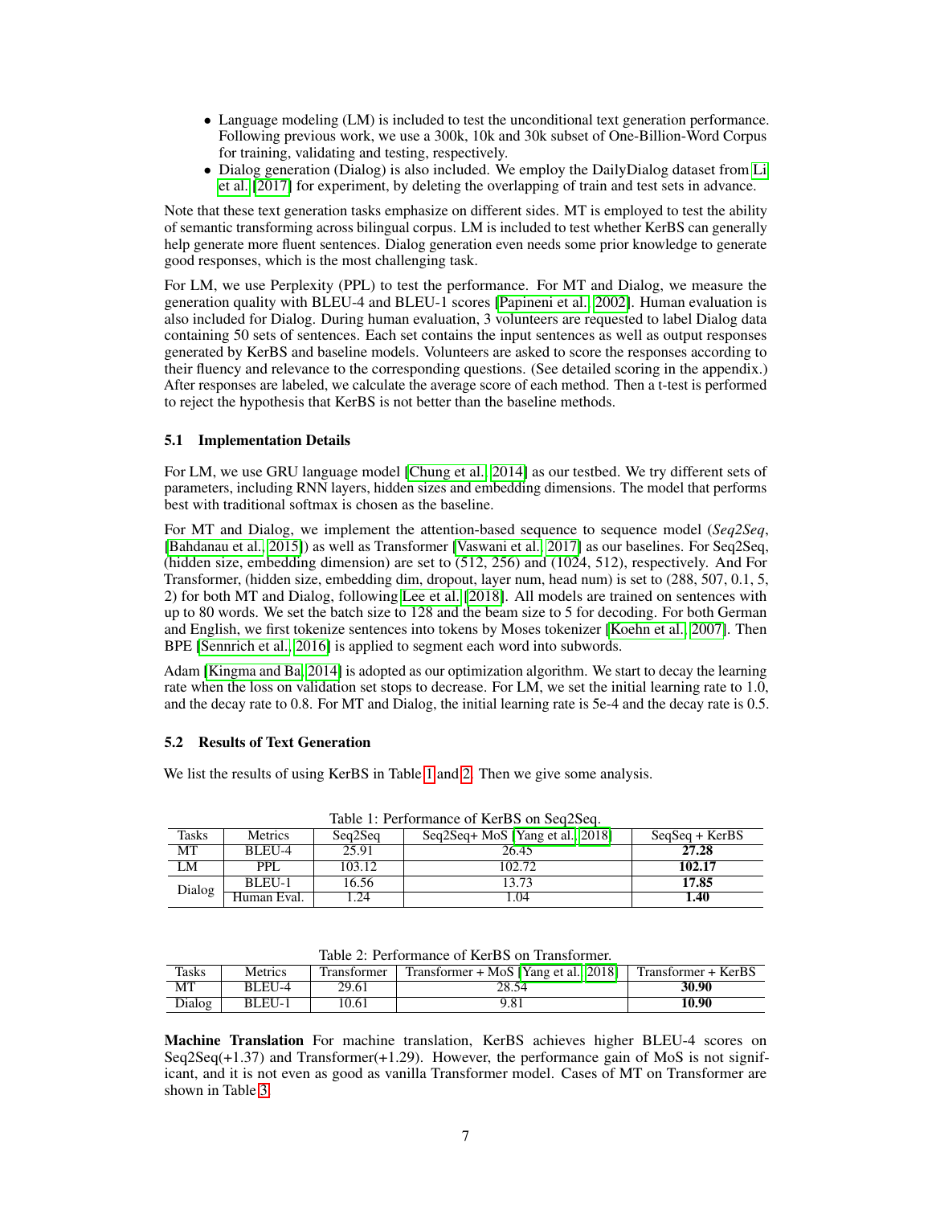- Language modeling (LM) is included to test the unconditional text generation performance. Following previous work, we use a 300k, 10k and 30k subset of One-Billion-Word Corpus for training, validating and testing, respectively.
- Dialog generation (Dialog) is also included. We employ the DailyDialog dataset from Li et al. [2017] for experiment, by deleting the overlapping of train and test sets in advance.

Note that these text generation tasks emphasize on different sides. MT is employed to test the ability of semantic transforming across bilingual corpus. LM is included to test whether KerBS can generally help generate more fluent sentences. Dialog generation even needs some prior knowledge to generate good responses, which is the most challenging task.

For LM, we use Perplexity (PPL) to test the performance. For MT and Dialog, we measure the generation quality with BLEU-4 and BLEU-1 scores [Papineni et al., 2002]. Human evaluation is also included for Dialog. During human evaluation, 3 volunteers are requested to label Dialog data containing 50 sets of sentences. Each set contains the input sentences as well as output responses generated by KerBS and baseline models. Volunteers are asked to score the responses according to their fluency and relevance to the corresponding questions. (See detailed scoring in the appendix.) After responses are labeled, we calculate the average score of each method. Then a t-test is performed to reject the hypothesis that KerBS is not better than the baseline methods.

### 5.1 Implementation Details

For LM, we use GRU language model [Chung et al., 2014] as our testbed. We try different sets of parameters, including RNN layers, hidden sizes and embedding dimensions. The model that performs best with traditional softmax is chosen as the baseline.

For MT and Dialog, we implement the attention-based sequence to sequence model (*Seq2Seq*, [Bahdanau et al., 2015]) as well as Transformer [Vaswani et al., 2017] as our baselines. For Seq2Seq, (hidden size, embedding dimension) are set to (512, 256) and (1024, 512), respectively. And For Transformer, (hidden size, embedding dim, dropout, layer num, head num) is set to (288, 507, 0.1, 5, 2) for both MT and Dialog, following Lee et al. [2018]. All models are trained on sentences with up to 80 words. We set the batch size to 128 and the beam size to 5 for decoding. For both German and English, we first tokenize sentences into tokens by Moses tokenizer [Koehn et al., 2007]. Then BPE [Sennrich et al., 2016] is applied to segment each word into subwords.

Adam [Kingma and Ba, 2014] is adopted as our optimization algorithm. We start to decay the learning rate when the loss on validation set stops to decrease. For LM, we set the initial learning rate to 1.0, and the decay rate to 0.8. For MT and Dialog, the initial learning rate is 5e-4 and the decay rate is 0.5.

### 5.2 Results of Text Generation

We list the results of using KerBS in Table 1 and 2. Then we give some analysis.

Table 1: Performance of KerBS on Seq2Seq.

| Tasks | Metrics | Seq2Seq | Seq2Seq+ MoS [Yang et al., 2018] | SeqSeq + KerBS |
|---|---|---|---|---|
| MT | BLEU-4 | 25.91 | 26.45 | **27.28** |
| LM | PPL | 103.12 | 102.72 | **102.17** |
| Dialog | BLEU-1 | 16.56 | 13.73 | **17.85** |
| | Human Eval. | 1.24 | 1.04 | **1.40** |

Table 2: Performance of KerBS on Transformer.

| Tasks | Metrics | Transformer | Transformer + MoS [Yang et al., 2018] | Transformer + KerBS |
|---|---|---|---|---|
| MT | BLEU-4 | 29.61 | 28.54 | **30.90** |
| Dialog | BLEU-1 | 10.61 | 9.81 | **10.90** |

**Machine Translation** For machine translation, KerBS achieves higher BLEU-4 scores on Seq2Seq(+1.37) and Transformer(+1.29). However, the performance gain of MoS is not significant, and it is not even as good as vanilla Transformer model. Cases of MT on Transformer are shown in Table 3.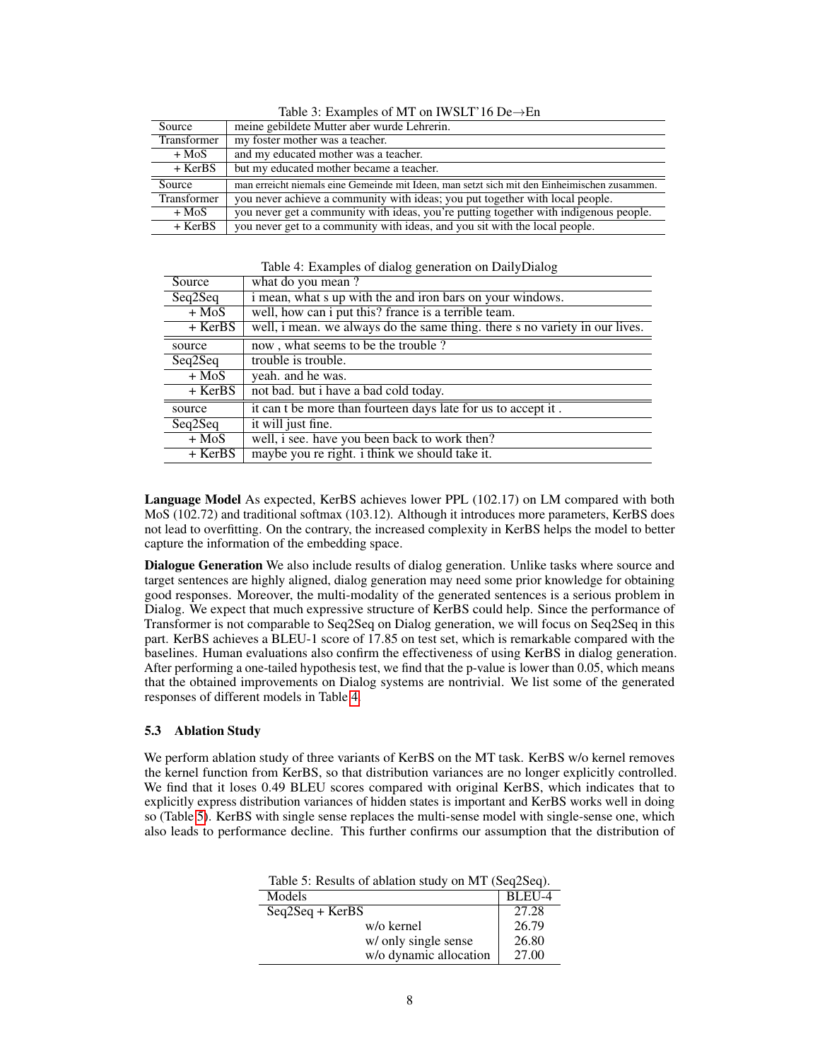Table 3: Examples of MT on IWSLT'16 De→En

| | |
|---|---|
| Source | meine gebildete Mutter aber wurde Lehrerin. |
| Transformer | my foster mother was a teacher. |
| + MoS | and my educated mother was a teacher. |
| + KerBS | but my educated mother became a teacher. |
| Source | man erreicht niemals eine Gemeinde mit Ideen, man setzt sich mit den Einheimischen zusammen. |
| Transformer | you never achieve a community with ideas; you put together with local people. |
| + MoS | you never get a community with ideas, you're putting together with indigenous people. |
| + KerBS | you never get to a community with ideas, and you sit with the local people. |

Table 4: Examples of dialog generation on DailyDialog

| | |
|---|---|
| Source | what do you mean ? |
| Seq2Seq | i mean, what s up with the and iron bars on your windows. |
| + MoS | well, how can i put this? france is a terrible team. |
| + KerBS | well, i mean. we always do the same thing. there s no variety in our lives. |
| source | now , what seems to be the trouble ? |
| Seq2Seq | trouble is trouble. |
| + MoS | yeah. and he was. |
| + KerBS | not bad. but i have a bad cold today. |
| source | it can t be more than fourteen days late for us to accept it . |
| Seq2Seq | it will just fine. |
| + MoS | well, i see. have you been back to work then? |
| + KerBS | maybe you re right. i think we should take it. |

**Language Model** As expected, KerBS achieves lower PPL (102.17) on LM compared with both MoS (102.72) and traditional softmax (103.12). Although it introduces more parameters, KerBS does not lead to overfitting. On the contrary, the increased complexity in KerBS helps the model to better capture the information of the embedding space.

**Dialogue Generation** We also include results of dialog generation. Unlike tasks where source and target sentences are highly aligned, dialog generation may need some prior knowledge for obtaining good responses. Moreover, the multi-modality of the generated sentences is a serious problem in Dialog. We expect that much expressive structure of KerBS could help. Since the performance of Transformer is not comparable to Seq2Seq on Dialog generation, we will focus on Seq2Seq in this part. KerBS achieves a BLEU-1 score of 17.85 on test set, which is remarkable compared with the baselines. Human evaluations also confirm the effectiveness of using KerBS in dialog generation. After performing a one-tailed hypothesis test, we find that the p-value is lower than 0.05, which means that the obtained improvements on Dialog systems are nontrivial. We list some of the generated responses of different models in Table 4.

### 5.3 Ablation Study

We perform ablation study of three variants of KerBS on the MT task. KerBS w/o kernel removes the kernel function from KerBS, so that distribution variances are no longer explicitly controlled. We find that it loses 0.49 BLEU scores compared with original KerBS, which indicates that to explicitly express distribution variances of hidden states is important and KerBS works well in doing so (Table 5). KerBS with single sense replaces the multi-sense model with single-sense one, which also leads to performance decline. This further confirms our assumption that the distribution of

Table 5: Results of ablation study on MT (Seq2Seq).

| Models | BLEU-4 |
|---|---|
| Seq2Seq + KerBS | 27.28 |
| w/o kernel | 26.79 |
| w/ only single sense | 26.80 |
| w/o dynamic allocation | 27.00 |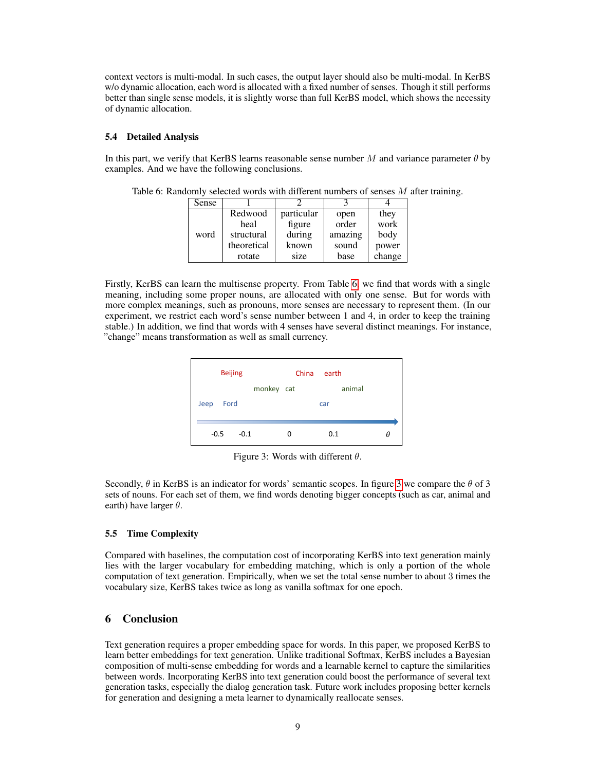context vectors is multi-modal. In such cases, the output layer should also be multi-modal. In KerBS w/o dynamic allocation, each word is allocated with a fixed number of senses. Though it still performs better than single sense models, it is slightly worse than full KerBS model, which shows the necessity of dynamic allocation.

### 5.4 Detailed Analysis

In this part, we verify that KerBS learns reasonable sense number $M$ and variance parameter $\theta$ by examples. And we have the following conclusions.

Table 6: Randomly selected words with different numbers of senses $M$ after training.

| Sense | 1 | 2 | 3 | 4 |
|---|---|---|---|---|
| word | Redwood<br>heal<br>structural<br>theoretical<br>rotate | particular<br>figure<br>during<br>known<br>size | open<br>order<br>amazing<br>sound<br>base | they<br>work<br>body<br>power<br>change |

Firstly, KerBS can learn the multisense property. From Table 6, we find that words with a single meaning, including some proper nouns, are allocated with only one sense. But for words with more complex meanings, such as pronouns, more senses are necessary to represent them. (In our experiment, we restrict each word's sense number between 1 and 4, in order to keep the training stable.) In addition, we find that words with 4 senses have several distinct meanings. For instance, "change" means transformation as well as small currency.

Beijing China earth

monkey cat animal

Jeep Ford car

-0.5 -0.1 0 0.1 $\theta$

Figure 3: Words with different $\theta$.

Secondly, $\theta$ in KerBS is an indicator for words' semantic scopes. In figure 3 we compare the $\theta$ of 3 sets of nouns. For each set of them, we find words denoting bigger concepts (such as car, animal and earth) have larger $\theta$.

### 5.5 Time Complexity

Compared with baselines, the computation cost of incorporating KerBS into text generation mainly lies with the larger vocabulary for embedding matching, which is only a portion of the whole computation of text generation. Empirically, when we set the total sense number to about 3 times the vocabulary size, KerBS takes twice as long as vanilla softmax for one epoch.

## 6 Conclusion

Text generation requires a proper embedding space for words. In this paper, we proposed KerBS to learn better embeddings for text generation. Unlike traditional Softmax, KerBS includes a Bayesian composition of multi-sense embedding for words and a learnable kernel to capture the similarities between words. Incorporating KerBS into text generation could boost the performance of several text generation tasks, especially the dialog generation task. Future work includes proposing better kernels for generation and designing a meta learner to dynamically reallocate senses.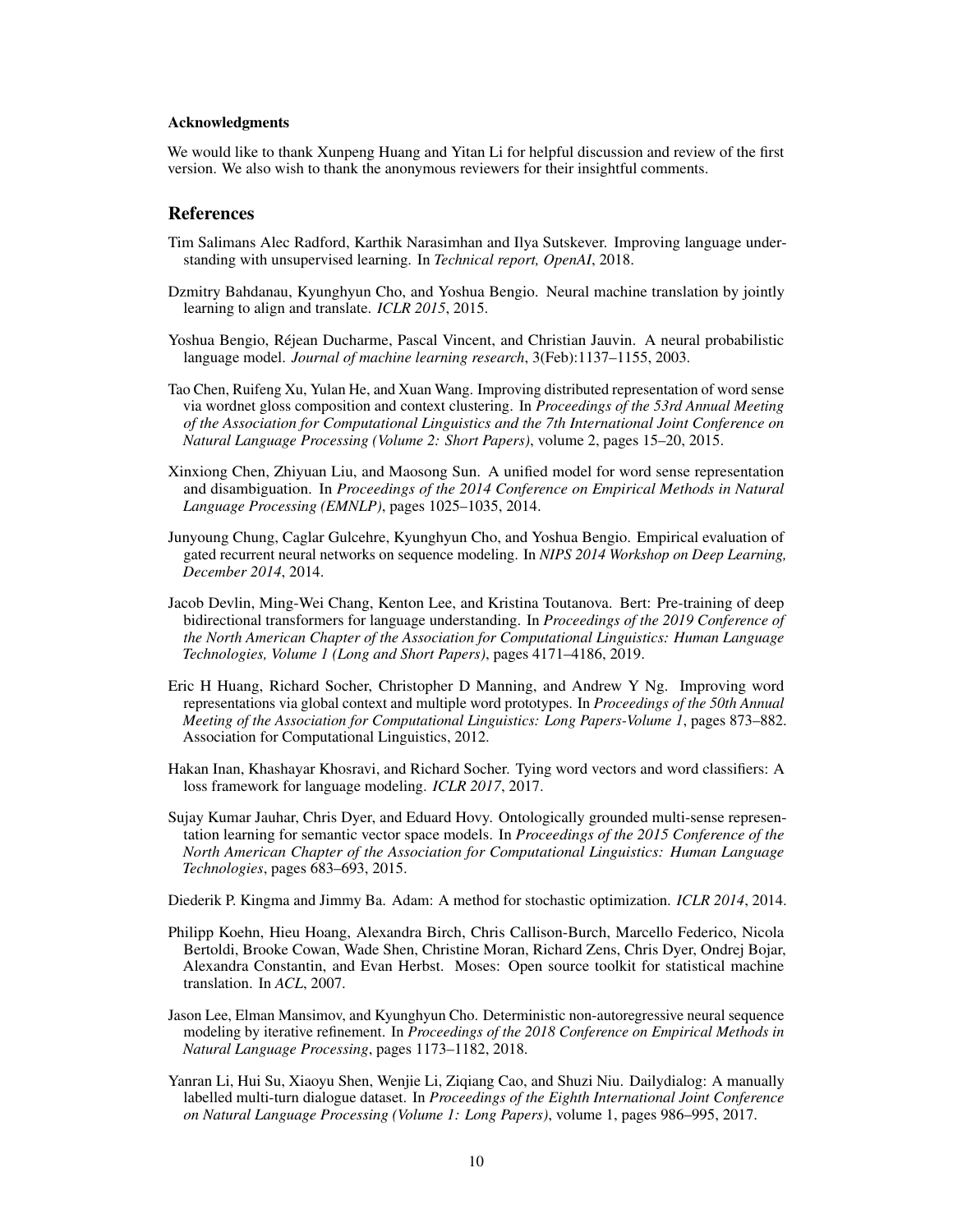#### Acknowledgments

We would like to thank Xunpeng Huang and Yitan Li for helpful discussion and review of the first version. We also wish to thank the anonymous reviewers for their insightful comments.

## References

Tim Salimans Alec Radford, Karthik Narasimhan and Ilya Sutskever. Improving language understanding with unsupervised learning. In *Technical report, OpenAI*, 2018.

Dzmitry Bahdanau, Kyunghyun Cho, and Yoshua Bengio. Neural machine translation by jointly learning to align and translate. *ICLR 2015*, 2015.

Yoshua Bengio, Réjean Ducharme, Pascal Vincent, and Christian Jauvin. A neural probabilistic language model. *Journal of machine learning research*, 3(Feb):1137–1155, 2003.

Tao Chen, Ruifeng Xu, Yulan He, and Xuan Wang. Improving distributed representation of word sense via wordnet gloss composition and context clustering. In *Proceedings of the 53rd Annual Meeting of the Association for Computational Linguistics and the 7th International Joint Conference on Natural Language Processing (Volume 2: Short Papers)*, volume 2, pages 15–20, 2015.

Xinxiong Chen, Zhiyuan Liu, and Maosong Sun. A unified model for word sense representation and disambiguation. In *Proceedings of the 2014 Conference on Empirical Methods in Natural Language Processing (EMNLP)*, pages 1025–1035, 2014.

Junyoung Chung, Caglar Gulcehre, Kyunghyun Cho, and Yoshua Bengio. Empirical evaluation of gated recurrent neural networks on sequence modeling. In *NIPS 2014 Workshop on Deep Learning, December 2014*, 2014.

Jacob Devlin, Ming-Wei Chang, Kenton Lee, and Kristina Toutanova. Bert: Pre-training of deep bidirectional transformers for language understanding. In *Proceedings of the 2019 Conference of the North American Chapter of the Association for Computational Linguistics: Human Language Technologies, Volume 1 (Long and Short Papers)*, pages 4171–4186, 2019.

Eric H Huang, Richard Socher, Christopher D Manning, and Andrew Y Ng. Improving word representations via global context and multiple word prototypes. In *Proceedings of the 50th Annual Meeting of the Association for Computational Linguistics: Long Papers-Volume 1*, pages 873–882. Association for Computational Linguistics, 2012.

Hakan Inan, Khashayar Khosravi, and Richard Socher. Tying word vectors and word classifiers: A loss framework for language modeling. *ICLR 2017*, 2017.

Sujay Kumar Jauhar, Chris Dyer, and Eduard Hovy. Ontologically grounded multi-sense representation learning for semantic vector space models. In *Proceedings of the 2015 Conference of the North American Chapter of the Association for Computational Linguistics: Human Language Technologies*, pages 683–693, 2015.

Diederik P. Kingma and Jimmy Ba. Adam: A method for stochastic optimization. *ICLR 2014*, 2014.

Philipp Koehn, Hieu Hoang, Alexandra Birch, Chris Callison-Burch, Marcello Federico, Nicola Bertoldi, Brooke Cowan, Wade Shen, Christine Moran, Richard Zens, Chris Dyer, Ondrej Bojar, Alexandra Constantin, and Evan Herbst. Moses: Open source toolkit for statistical machine translation. In *ACL*, 2007.

Jason Lee, Elman Mansimov, and Kyunghyun Cho. Deterministic non-autoregressive neural sequence modeling by iterative refinement. In *Proceedings of the 2018 Conference on Empirical Methods in Natural Language Processing*, pages 1173–1182, 2018.

Yanran Li, Hui Su, Xiaoyu Shen, Wenjie Li, Ziqiang Cao, and Shuzi Niu. Dailydialog: A manually labelled multi-turn dialogue dataset. In *Proceedings of the Eighth International Joint Conference on Natural Language Processing (Volume 1: Long Papers)*, volume 1, pages 986–995, 2017.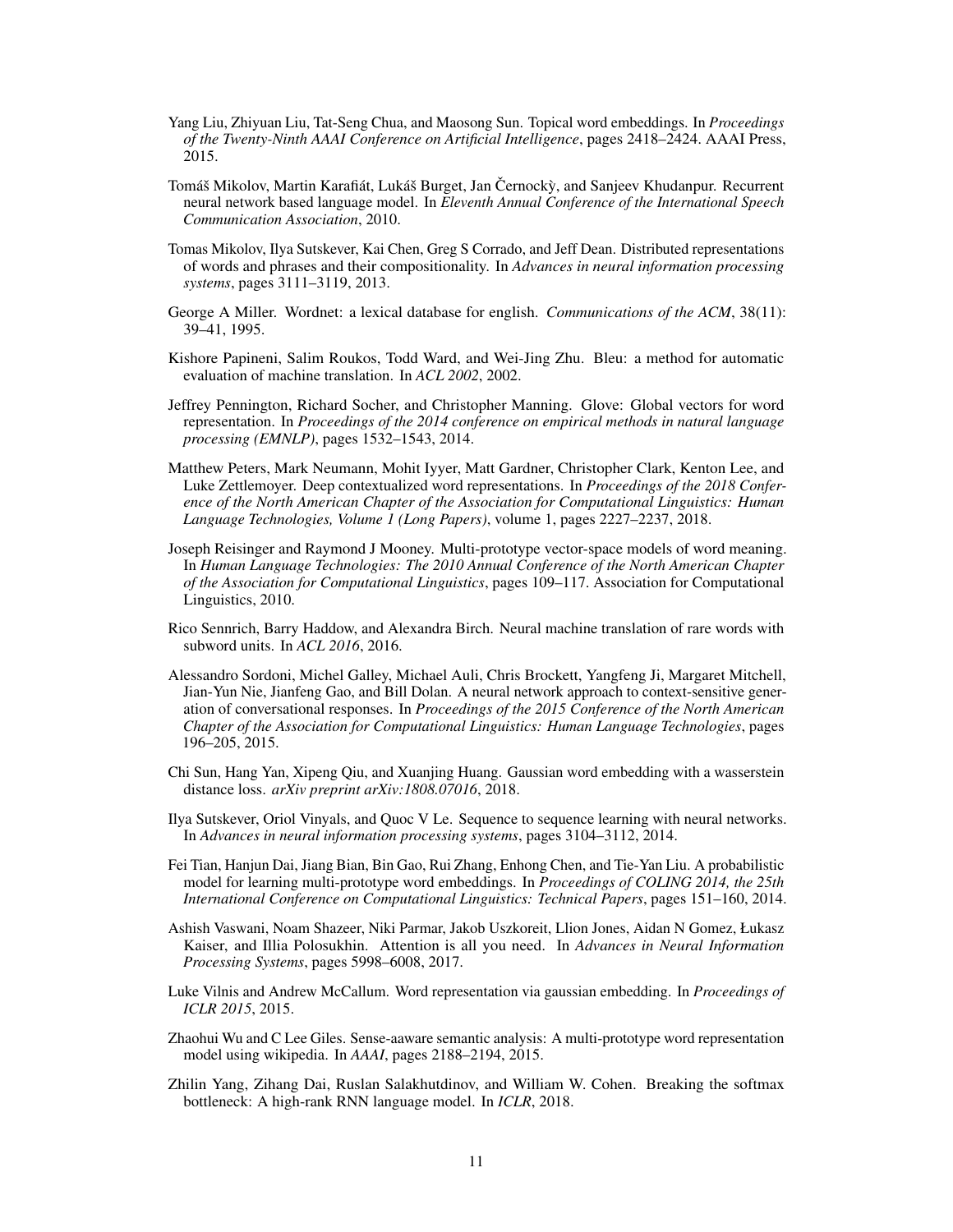Yang Liu, Zhiyuan Liu, Tat-Seng Chua, and Maosong Sun. Topical word embeddings. In *Proceedings of the Twenty-Ninth AAAI Conference on Artificial Intelligence*, pages 2418–2424. AAAI Press, 2015.

Tomáš Mikolov, Martin Karafiát, Lukáš Burget, Jan Černockỳ, and Sanjeev Khudanpur. Recurrent neural network based language model. In *Eleventh Annual Conference of the International Speech Communication Association*, 2010.

Tomas Mikolov, Ilya Sutskever, Kai Chen, Greg S Corrado, and Jeff Dean. Distributed representations of words and phrases and their compositionality. In *Advances in neural information processing systems*, pages 3111–3119, 2013.

George A Miller. Wordnet: a lexical database for english. *Communications of the ACM*, 38(11): 39–41, 1995.

Kishore Papineni, Salim Roukos, Todd Ward, and Wei-Jing Zhu. Bleu: a method for automatic evaluation of machine translation. In *ACL 2002*, 2002.

Jeffrey Pennington, Richard Socher, and Christopher Manning. Glove: Global vectors for word representation. In *Proceedings of the 2014 conference on empirical methods in natural language processing (EMNLP)*, pages 1532–1543, 2014.

Matthew Peters, Mark Neumann, Mohit Iyyer, Matt Gardner, Christopher Clark, Kenton Lee, and Luke Zettlemoyer. Deep contextualized word representations. In *Proceedings of the 2018 Conference of the North American Chapter of the Association for Computational Linguistics: Human Language Technologies, Volume 1 (Long Papers)*, volume 1, pages 2227–2237, 2018.

Joseph Reisinger and Raymond J Mooney. Multi-prototype vector-space models of word meaning. In *Human Language Technologies: The 2010 Annual Conference of the North American Chapter of the Association for Computational Linguistics*, pages 109–117. Association for Computational Linguistics, 2010.

Rico Sennrich, Barry Haddow, and Alexandra Birch. Neural machine translation of rare words with subword units. In *ACL 2016*, 2016.

Alessandro Sordoni, Michel Galley, Michael Auli, Chris Brockett, Yangfeng Ji, Margaret Mitchell, Jian-Yun Nie, Jianfeng Gao, and Bill Dolan. A neural network approach to context-sensitive generation of conversational responses. In *Proceedings of the 2015 Conference of the North American Chapter of the Association for Computational Linguistics: Human Language Technologies*, pages 196–205, 2015.

Chi Sun, Hang Yan, Xipeng Qiu, and Xuanjing Huang. Gaussian word embedding with a wasserstein distance loss. *arXiv preprint arXiv:1808.07016*, 2018.

Ilya Sutskever, Oriol Vinyals, and Quoc V Le. Sequence to sequence learning with neural networks. In *Advances in neural information processing systems*, pages 3104–3112, 2014.

Fei Tian, Hanjun Dai, Jiang Bian, Bin Gao, Rui Zhang, Enhong Chen, and Tie-Yan Liu. A probabilistic model for learning multi-prototype word embeddings. In *Proceedings of COLING 2014, the 25th International Conference on Computational Linguistics: Technical Papers*, pages 151–160, 2014.

Ashish Vaswani, Noam Shazeer, Niki Parmar, Jakob Uszkoreit, Llion Jones, Aidan N Gomez, Łukasz Kaiser, and Illia Polosukhin. Attention is all you need. In *Advances in Neural Information Processing Systems*, pages 5998–6008, 2017.

Luke Vilnis and Andrew McCallum. Word representation via gaussian embedding. In *Proceedings of ICLR 2015*, 2015.

Zhaohui Wu and C Lee Giles. Sense-aaware semantic analysis: A multi-prototype word representation model using wikipedia. In *AAAI*, pages 2188–2194, 2015.

Zhilin Yang, Zihang Dai, Ruslan Salakhutdinov, and William W. Cohen. Breaking the softmax bottleneck: A high-rank RNN language model. In *ICLR*, 2018.